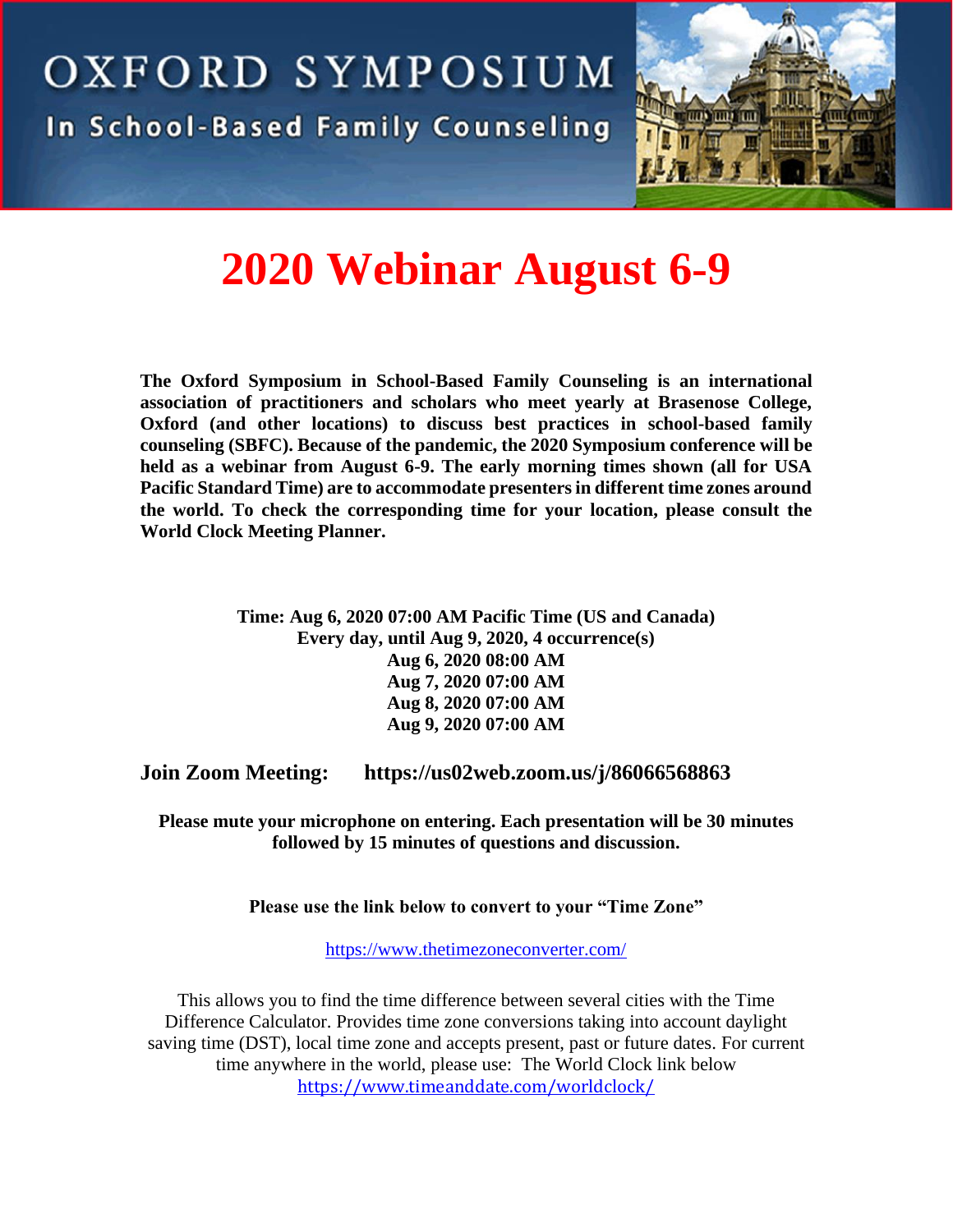# OXFORD SYMPOSIUM

## In School-Based Family Counseling

# 2020 Webinar August 6-9

**The Oxford Symposium in School-Based Family Counseling is an international association of practitioners and scholars who meet yearly at Brasenose College, Oxford (and other locations) to discuss best practices in school-based family counseling (SBFC). Because of the pandemic, the 2020 Symposium conference will be held as a webinar from August 6-9. The early morning times shown (all for USA Pacific Standard Time) are to accommodate presenters in different time zones around the world. To check the corresponding time for your location, please consult the World Clock Meeting Planner.**

**Time: Aug 6, 2020 07:00 AM Pacific Time (US and Canada)**
**Every day, until Aug 9, 2020, 4 occurrence(s)**
**Aug 6, 2020 08:00 AM**
**Aug 7, 2020 07:00 AM**
**Aug 8, 2020 07:00 AM**
**Aug 9, 2020 07:00 AM**

**Join Zoom Meeting: https://us02web.zoom.us/j/86066568863**

**Please mute your microphone on entering. Each presentation will be 30 minutes followed by 15 minutes of questions and discussion.**

**Please use the link below to convert to your "Time Zone"**

https://www.thetimezoneconverter.com/

This allows you to find the time difference between several cities with the Time Difference Calculator. Provides time zone conversions taking into account daylight saving time (DST), local time zone and accepts present, past or future dates. For current time anywhere in the world, please use: The World Clock link below
https://www.timeanddate.com/worldclock/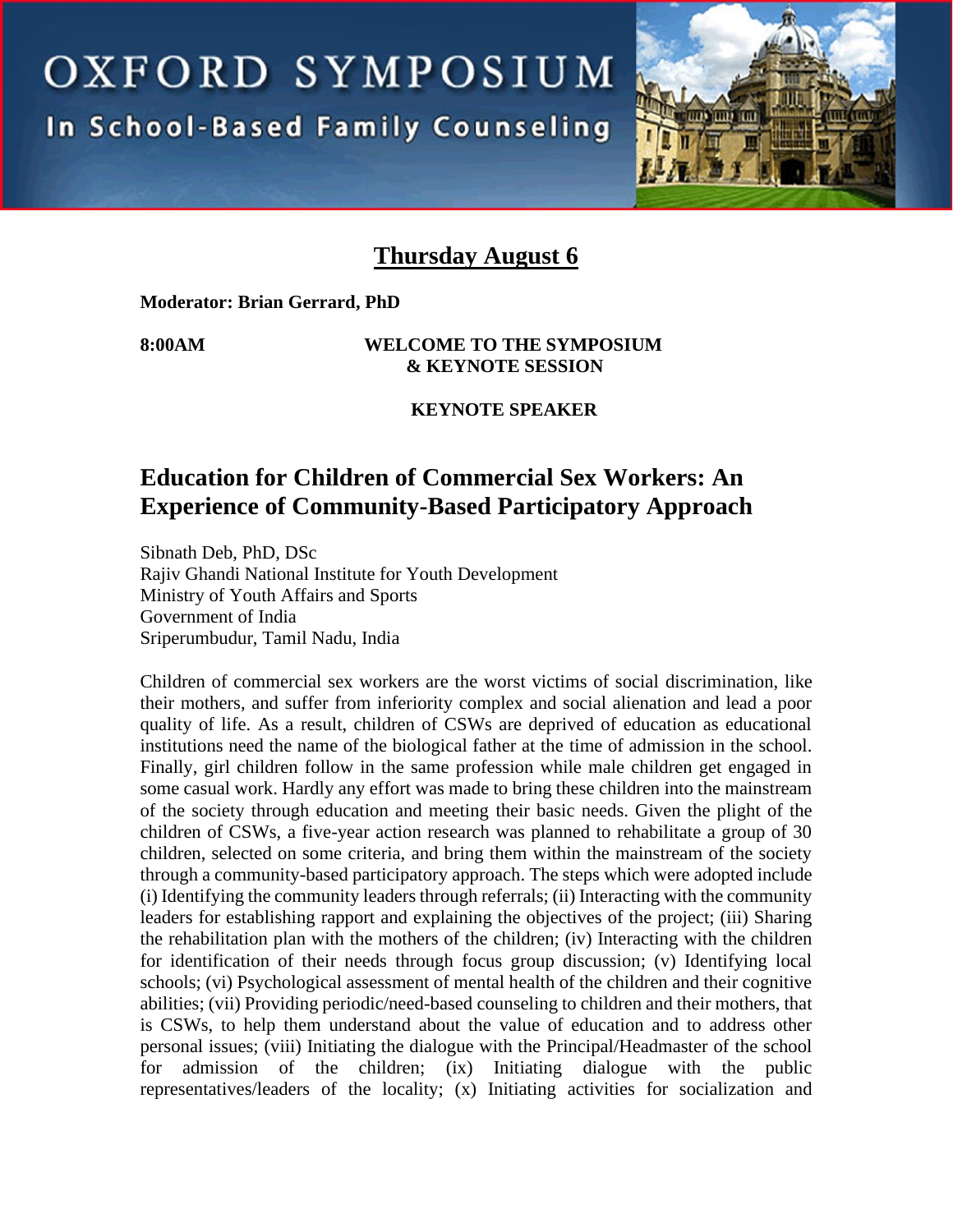# OXFORD SYMPOSIUM

## In School-Based Family Counseling

## Thursday August 6

**Moderator: Brian Gerrard, PhD**

**8:00AM** **WELCOME TO THE SYMPOSIUM & KEYNOTE SESSION**

**KEYNOTE SPEAKER**

## Education for Children of Commercial Sex Workers: An Experience of Community-Based Participatory Approach

Sibnath Deb, PhD, DSc
Rajiv Ghandi National Institute for Youth Development
Ministry of Youth Affairs and Sports
Government of India
Sriperumbudur, Tamil Nadu, India

Children of commercial sex workers are the worst victims of social discrimination, like their mothers, and suffer from inferiority complex and social alienation and lead a poor quality of life. As a result, children of CSWs are deprived of education as educational institutions need the name of the biological father at the time of admission in the school. Finally, girl children follow in the same profession while male children get engaged in some casual work. Hardly any effort was made to bring these children into the mainstream of the society through education and meeting their basic needs. Given the plight of the children of CSWs, a five-year action research was planned to rehabilitate a group of 30 children, selected on some criteria, and bring them within the mainstream of the society through a community-based participatory approach. The steps which were adopted include (i) Identifying the community leaders through referrals; (ii) Interacting with the community leaders for establishing rapport and explaining the objectives of the project; (iii) Sharing the rehabilitation plan with the mothers of the children; (iv) Interacting with the children for identification of their needs through focus group discussion; (v) Identifying local schools; (vi) Psychological assessment of mental health of the children and their cognitive abilities; (vii) Providing periodic/need-based counseling to children and their mothers, that is CSWs, to help them understand about the value of education and to address other personal issues; (viii) Initiating the dialogue with the Principal/Headmaster of the school for admission of the children; (ix) Initiating dialogue with the public representatives/leaders of the locality; (x) Initiating activities for socialization and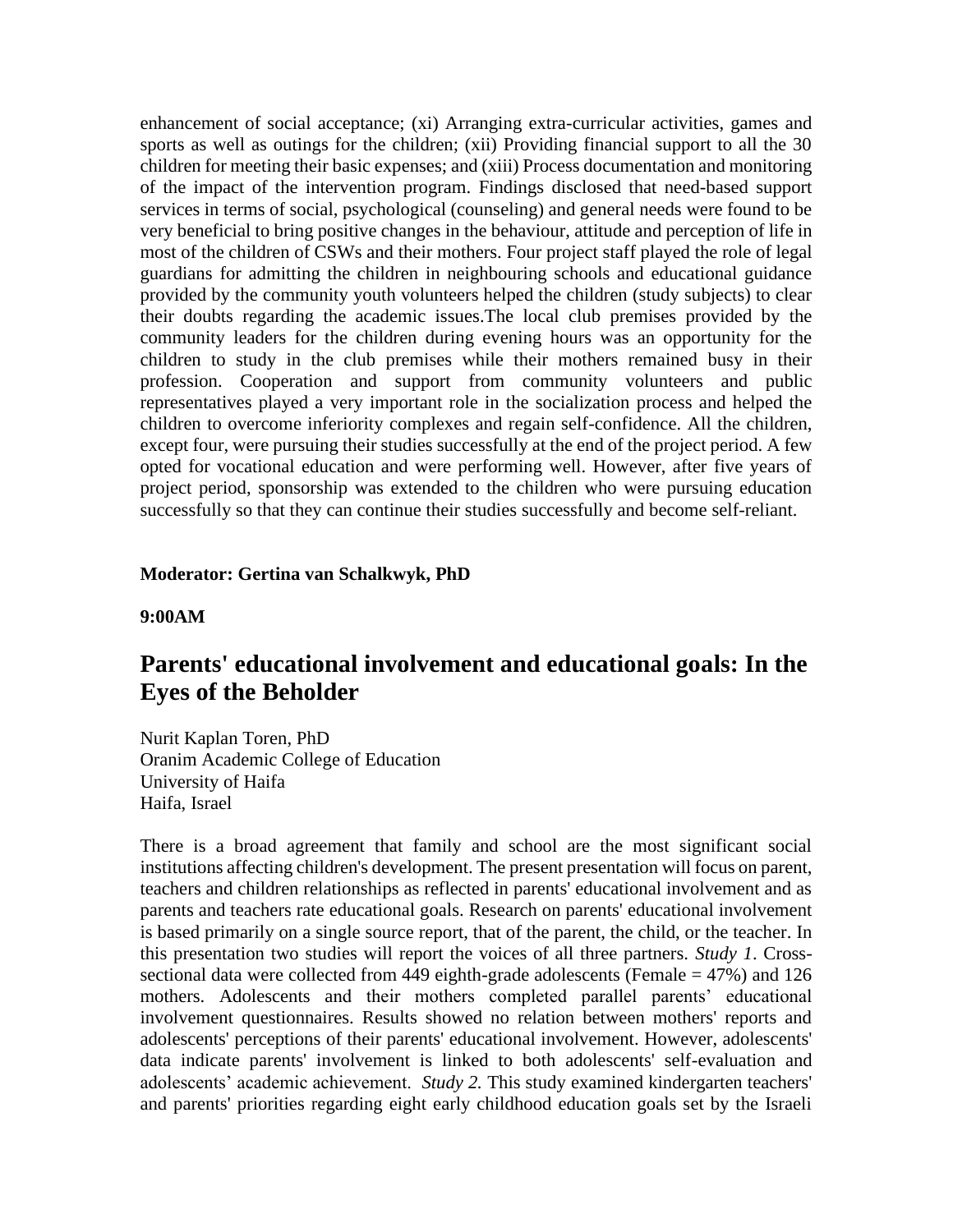enhancement of social acceptance; (xi) Arranging extra-curricular activities, games and sports as well as outings for the children; (xii) Providing financial support to all the 30 children for meeting their basic expenses; and (xiii) Process documentation and monitoring of the impact of the intervention program. Findings disclosed that need-based support services in terms of social, psychological (counseling) and general needs were found to be very beneficial to bring positive changes in the behaviour, attitude and perception of life in most of the children of CSWs and their mothers. Four project staff played the role of legal guardians for admitting the children in neighbouring schools and educational guidance provided by the community youth volunteers helped the children (study subjects) to clear their doubts regarding the academic issues.The local club premises provided by the community leaders for the children during evening hours was an opportunity for the children to study in the club premises while their mothers remained busy in their profession. Cooperation and support from community volunteers and public representatives played a very important role in the socialization process and helped the children to overcome inferiority complexes and regain self-confidence. All the children, except four, were pursuing their studies successfully at the end of the project period. A few opted for vocational education and were performing well. However, after five years of project period, sponsorship was extended to the children who were pursuing education successfully so that they can continue their studies successfully and become self-reliant.

**Moderator: Gertina van Schalkwyk, PhD**

**9:00AM**

## Parents' educational involvement and educational goals: In the Eyes of the Beholder

Nurit Kaplan Toren, PhD
Oranim Academic College of Education
University of Haifa
Haifa, Israel

There is a broad agreement that family and school are the most significant social institutions affecting children's development. The present presentation will focus on parent, teachers and children relationships as reflected in parents' educational involvement and as parents and teachers rate educational goals. Research on parents' educational involvement is based primarily on a single source report, that of the parent, the child, or the teacher. In this presentation two studies will report the voices of all three partners. *Study 1*. Cross-sectional data were collected from 449 eighth-grade adolescents (Female = 47%) and 126 mothers. Adolescents and their mothers completed parallel parents' educational involvement questionnaires. Results showed no relation between mothers' reports and adolescents' perceptions of their parents' educational involvement. However, adolescents' data indicate parents' involvement is linked to both adolescents' self-evaluation and adolescents' academic achievement. *Study 2.* This study examined kindergarten teachers' and parents' priorities regarding eight early childhood education goals set by the Israeli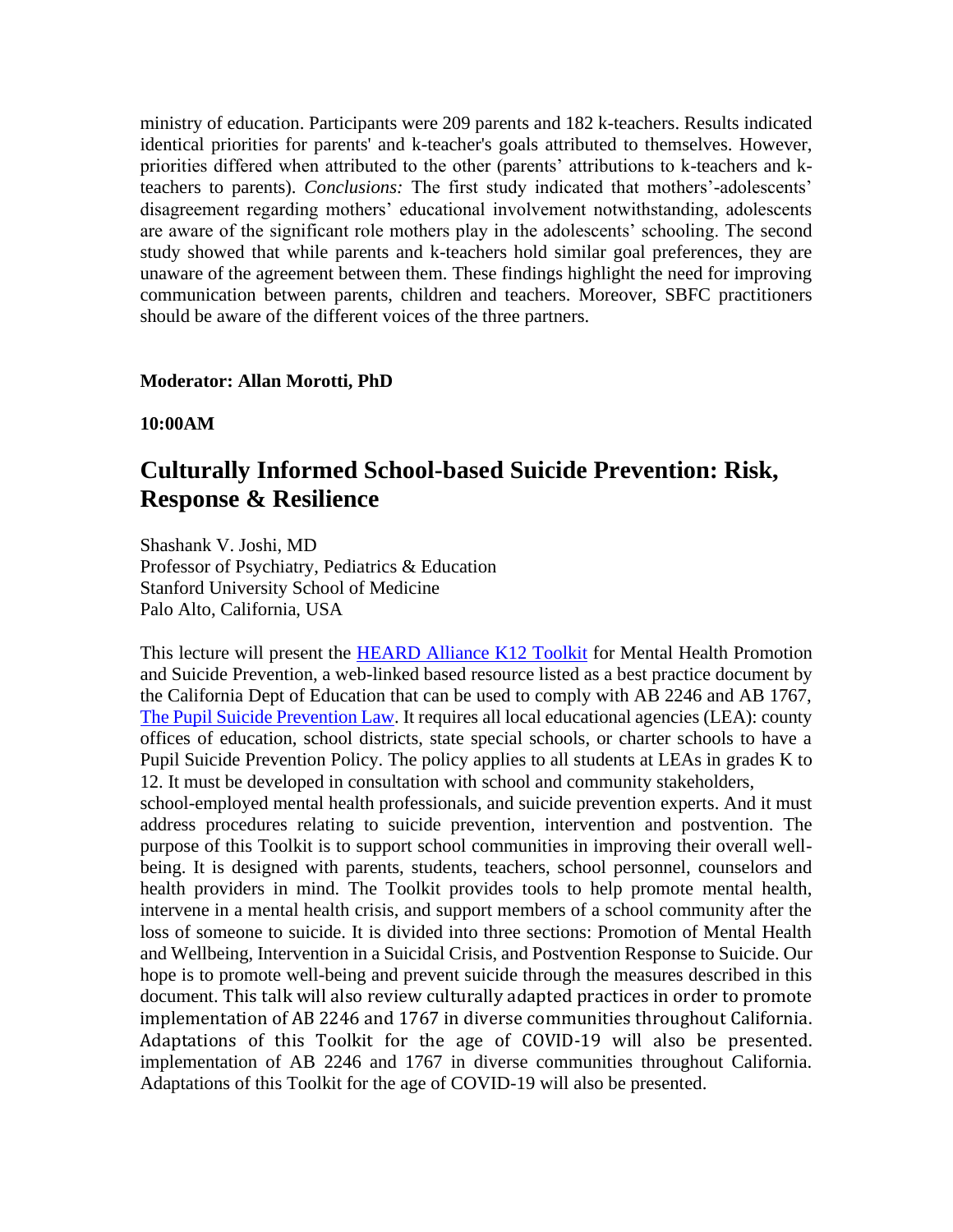ministry of education. Participants were 209 parents and 182 k-teachers. Results indicated identical priorities for parents' and k-teacher's goals attributed to themselves. However, priorities differed when attributed to the other (parents' attributions to k-teachers and k-teachers to parents). *Conclusions:* The first study indicated that mothers'-adolescents' disagreement regarding mothers' educational involvement notwithstanding, adolescents are aware of the significant role mothers play in the adolescents' schooling. The second study showed that while parents and k-teachers hold similar goal preferences, they are unaware of the agreement between them. These findings highlight the need for improving communication between parents, children and teachers. Moreover, SBFC practitioners should be aware of the different voices of the three partners.

**Moderator: Allan Morotti, PhD**

**10:00AM**

## Culturally Informed School-based Suicide Prevention: Risk, Response & Resilience

Shashank V. Joshi, MD
Professor of Psychiatry, Pediatrics & Education
Stanford University School of Medicine
Palo Alto, California, USA

This lecture will present the HEARD Alliance K12 Toolkit for Mental Health Promotion and Suicide Prevention, a web-linked based resource listed as a best practice document by the California Dept of Education that can be used to comply with AB 2246 and AB 1767, The Pupil Suicide Prevention Law. It requires all local educational agencies (LEA): county offices of education, school districts, state special schools, or charter schools to have a Pupil Suicide Prevention Policy. The policy applies to all students at LEAs in grades K to 12. It must be developed in consultation with school and community stakeholders, school-employed mental health professionals, and suicide prevention experts. And it must address procedures relating to suicide prevention, intervention and postvention. The purpose of this Toolkit is to support school communities in improving their overall well-being. It is designed with parents, students, teachers, school personnel, counselors and health providers in mind. The Toolkit provides tools to help promote mental health, intervene in a mental health crisis, and support members of a school community after the loss of someone to suicide. It is divided into three sections: Promotion of Mental Health and Wellbeing, Intervention in a Suicidal Crisis, and Postvention Response to Suicide. Our hope is to promote well-being and prevent suicide through the measures described in this document. This talk will also review culturally adapted practices in order to promote implementation of AB 2246 and 1767 in diverse communities throughout California. Adaptations of this Toolkit for the age of COVID-19 will also be presented. implementation of AB 2246 and 1767 in diverse communities throughout California. Adaptations of this Toolkit for the age of COVID-19 will also be presented.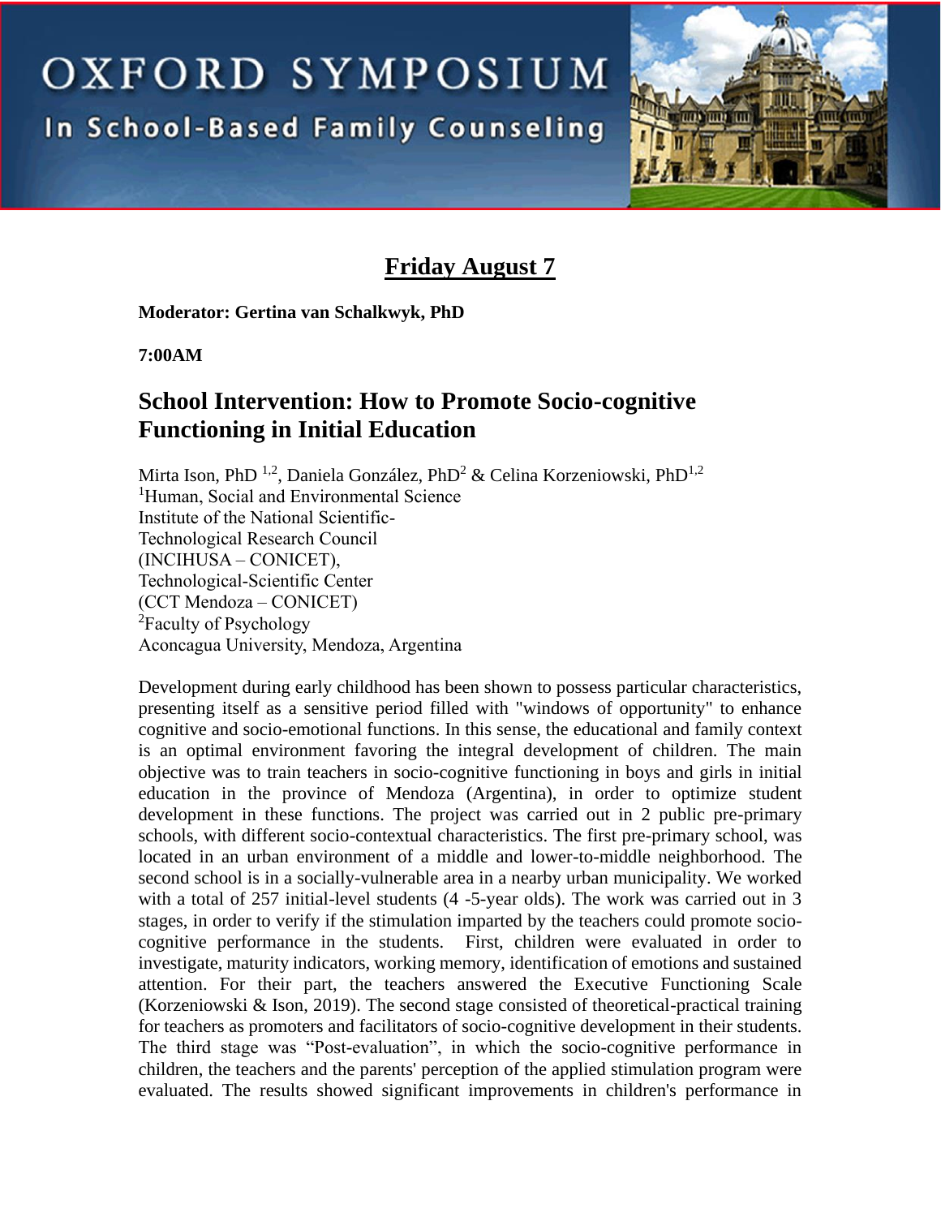# OXFORD SYMPOSIUM

## In School-Based Family Counseling

## Friday August 7

**Moderator: Gertina van Schalkwyk, PhD**

**7:00AM**

### School Intervention: How to Promote Socio-cognitive Functioning in Initial Education

Mirta Ison, PhD [1,2], Daniela González, PhD[2] & Celina Korzeniowski, PhD[1,2]
[1]Human, Social and Environmental Science
Institute of the National Scientific-
Technological Research Council
(INCIHUSA – CONICET),
Technological-Scientific Center
(CCT Mendoza – CONICET)
[2]Faculty of Psychology
Aconcagua University, Mendoza, Argentina

Development during early childhood has been shown to possess particular characteristics, presenting itself as a sensitive period filled with "windows of opportunity" to enhance cognitive and socio-emotional functions. In this sense, the educational and family context is an optimal environment favoring the integral development of children. The main objective was to train teachers in socio-cognitive functioning in boys and girls in initial education in the province of Mendoza (Argentina), in order to optimize student development in these functions. The project was carried out in 2 public pre-primary schools, with different socio-contextual characteristics. The first pre-primary school, was located in an urban environment of a middle and lower-to-middle neighborhood. The second school is in a socially-vulnerable area in a nearby urban municipality. We worked with a total of 257 initial-level students (4 -5-year olds). The work was carried out in 3 stages, in order to verify if the stimulation imparted by the teachers could promote socio-cognitive performance in the students. First, children were evaluated in order to investigate, maturity indicators, working memory, identification of emotions and sustained attention. For their part, the teachers answered the Executive Functioning Scale (Korzeniowski & Ison, 2019). The second stage consisted of theoretical-practical training for teachers as promoters and facilitators of socio-cognitive development in their students. The third stage was "Post-evaluation", in which the socio-cognitive performance in children, the teachers and the parents' perception of the applied stimulation program were evaluated. The results showed significant improvements in children's performance in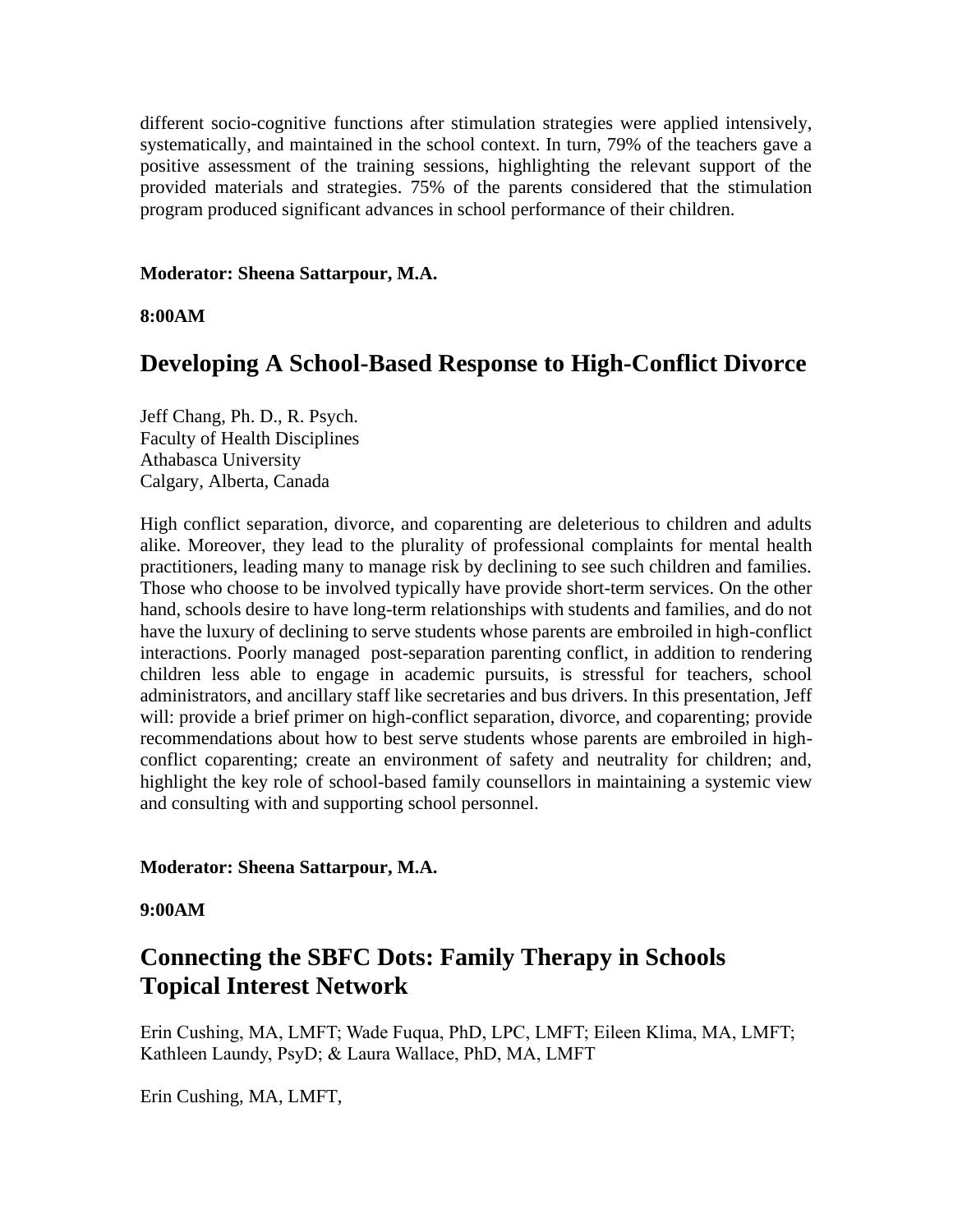different socio-cognitive functions after stimulation strategies were applied intensively, systematically, and maintained in the school context. In turn, 79% of the teachers gave a positive assessment of the training sessions, highlighting the relevant support of the provided materials and strategies. 75% of the parents considered that the stimulation program produced significant advances in school performance of their children.

**Moderator: Sheena Sattarpour, M.A.**

**8:00AM**

## Developing A School-Based Response to High-Conflict Divorce

Jeff Chang, Ph. D., R. Psych.
Faculty of Health Disciplines
Athabasca University
Calgary, Alberta, Canada

High conflict separation, divorce, and coparenting are deleterious to children and adults alike. Moreover, they lead to the plurality of professional complaints for mental health practitioners, leading many to manage risk by declining to see such children and families. Those who choose to be involved typically have provide short-term services. On the other hand, schools desire to have long-term relationships with students and families, and do not have the luxury of declining to serve students whose parents are embroiled in high-conflict interactions. Poorly managed post-separation parenting conflict, in addition to rendering children less able to engage in academic pursuits, is stressful for teachers, school administrators, and ancillary staff like secretaries and bus drivers. In this presentation, Jeff will: provide a brief primer on high-conflict separation, divorce, and coparenting; provide recommendations about how to best serve students whose parents are embroiled in high-conflict coparenting; create an environment of safety and neutrality for children; and, highlight the key role of school-based family counsellors in maintaining a systemic view and consulting with and supporting school personnel.

**Moderator: Sheena Sattarpour, M.A.**

**9:00AM**

## Connecting the SBFC Dots: Family Therapy in Schools Topical Interest Network

Erin Cushing, MA, LMFT; Wade Fuqua, PhD, LPC, LMFT; Eileen Klima, MA, LMFT; Kathleen Laundy, PsyD; & Laura Wallace, PhD, MA, LMFT

Erin Cushing, MA, LMFT,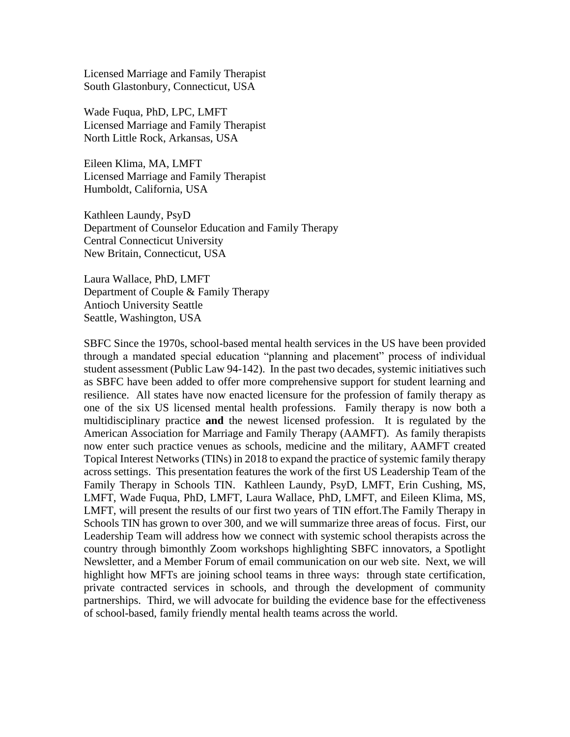Licensed Marriage and Family Therapist
South Glastonbury, Connecticut, USA

Wade Fuqua, PhD, LPC, LMFT
Licensed Marriage and Family Therapist
North Little Rock, Arkansas, USA

Eileen Klima, MA, LMFT
Licensed Marriage and Family Therapist
Humboldt, California, USA

Kathleen Laundy, PsyD
Department of Counselor Education and Family Therapy
Central Connecticut University
New Britain, Connecticut, USA

Laura Wallace, PhD, LMFT
Department of Couple & Family Therapy
Antioch University Seattle
Seattle, Washington, USA

SBFC Since the 1970s, school-based mental health services in the US have been provided through a mandated special education "planning and placement" process of individual student assessment (Public Law 94-142). In the past two decades, systemic initiatives such as SBFC have been added to offer more comprehensive support for student learning and resilience. All states have now enacted licensure for the profession of family therapy as one of the six US licensed mental health professions. Family therapy is now both a multidisciplinary practice **and** the newest licensed profession. It is regulated by the American Association for Marriage and Family Therapy (AAMFT). As family therapists now enter such practice venues as schools, medicine and the military, AAMFT created Topical Interest Networks (TINs) in 2018 to expand the practice of systemic family therapy across settings. This presentation features the work of the first US Leadership Team of the Family Therapy in Schools TIN. Kathleen Laundy, PsyD, LMFT, Erin Cushing, MS, LMFT, Wade Fuqua, PhD, LMFT, Laura Wallace, PhD, LMFT, and Eileen Klima, MS, LMFT, will present the results of our first two years of TIN effort.The Family Therapy in Schools TIN has grown to over 300, and we will summarize three areas of focus. First, our Leadership Team will address how we connect with systemic school therapists across the country through bimonthly Zoom workshops highlighting SBFC innovators, a Spotlight Newsletter, and a Member Forum of email communication on our web site. Next, we will highlight how MFTs are joining school teams in three ways: through state certification, private contracted services in schools, and through the development of community partnerships. Third, we will advocate for building the evidence base for the effectiveness of school-based, family friendly mental health teams across the world.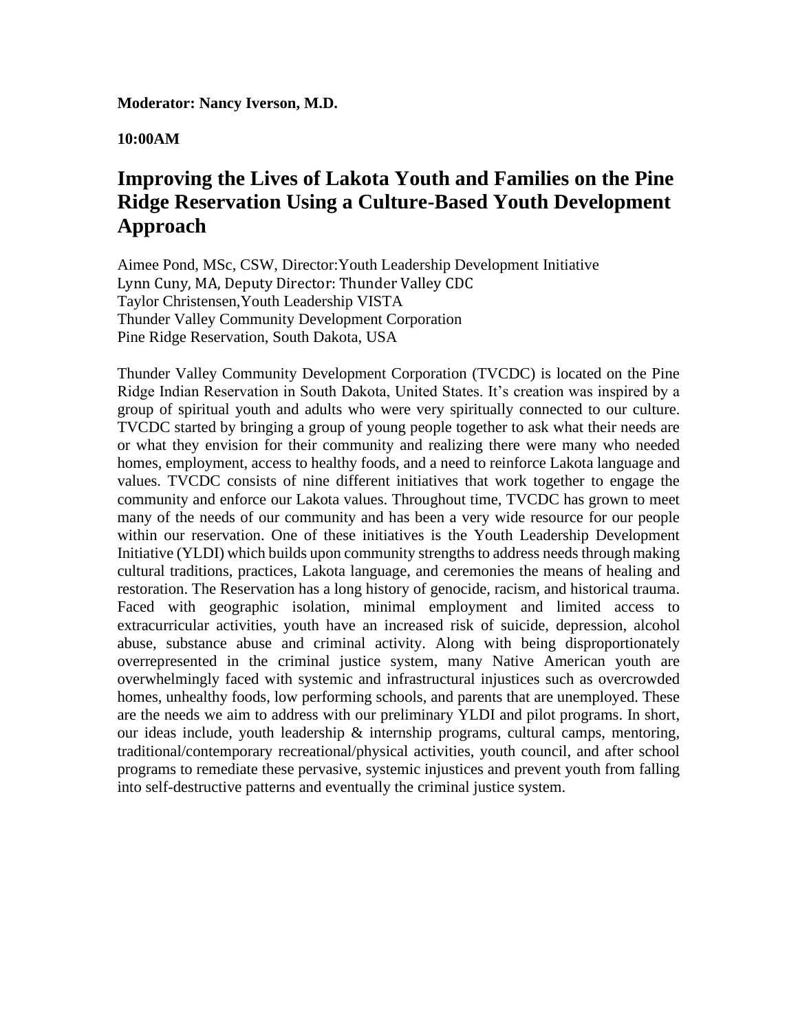**Moderator: Nancy Iverson, M.D.**

**10:00AM**

## Improving the Lives of Lakota Youth and Families on the Pine Ridge Reservation Using a Culture-Based Youth Development Approach

Aimee Pond, MSc, CSW, Director:Youth Leadership Development Initiative
Lynn Cuny, MA, Deputy Director: Thunder Valley CDC
Taylor Christensen,Youth Leadership VISTA
Thunder Valley Community Development Corporation
Pine Ridge Reservation, South Dakota, USA

Thunder Valley Community Development Corporation (TVCDC) is located on the Pine Ridge Indian Reservation in South Dakota, United States. It's creation was inspired by a group of spiritual youth and adults who were very spiritually connected to our culture. TVCDC started by bringing a group of young people together to ask what their needs are or what they envision for their community and realizing there were many who needed homes, employment, access to healthy foods, and a need to reinforce Lakota language and values. TVCDC consists of nine different initiatives that work together to engage the community and enforce our Lakota values. Throughout time, TVCDC has grown to meet many of the needs of our community and has been a very wide resource for our people within our reservation. One of these initiatives is the Youth Leadership Development Initiative (YLDI) which builds upon community strengths to address needs through making cultural traditions, practices, Lakota language, and ceremonies the means of healing and restoration. The Reservation has a long history of genocide, racism, and historical trauma. Faced with geographic isolation, minimal employment and limited access to extracurricular activities, youth have an increased risk of suicide, depression, alcohol abuse, substance abuse and criminal activity. Along with being disproportionately overrepresented in the criminal justice system, many Native American youth are overwhelmingly faced with systemic and infrastructural injustices such as overcrowded homes, unhealthy foods, low performing schools, and parents that are unemployed. These are the needs we aim to address with our preliminary YLDI and pilot programs. In short, our ideas include, youth leadership & internship programs, cultural camps, mentoring, traditional/contemporary recreational/physical activities, youth council, and after school programs to remediate these pervasive, systemic injustices and prevent youth from falling into self-destructive patterns and eventually the criminal justice system.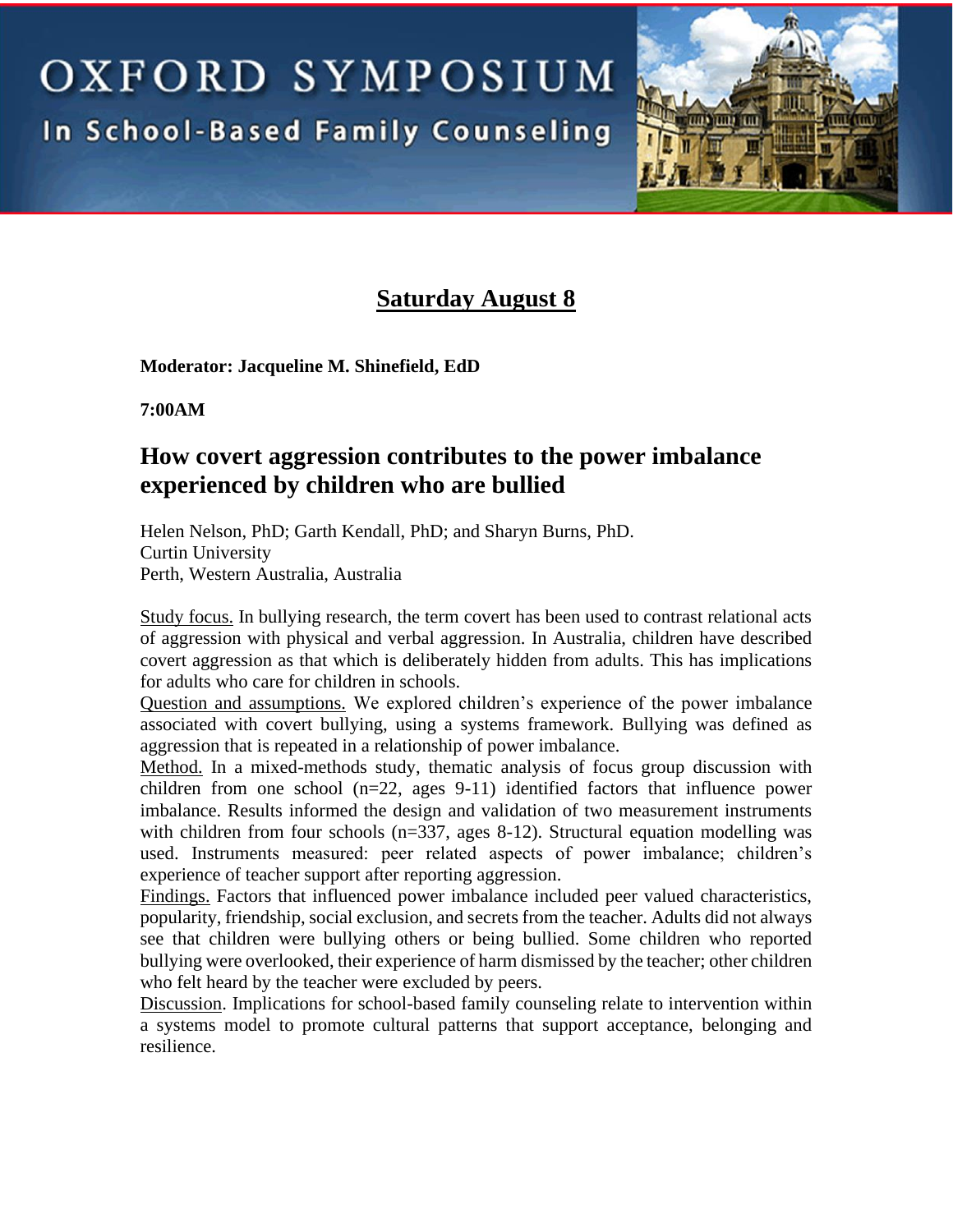# OXFORD SYMPOSIUM

## In School-Based Family Counseling

## Saturday August 8

**Moderator: Jacqueline M. Shinefield, EdD**

**7:00AM**

### How covert aggression contributes to the power imbalance experienced by children who are bullied

Helen Nelson, PhD; Garth Kendall, PhD; and Sharyn Burns, PhD.
Curtin University
Perth, Western Australia, Australia

Study focus. In bullying research, the term covert has been used to contrast relational acts of aggression with physical and verbal aggression. In Australia, children have described covert aggression as that which is deliberately hidden from adults. This has implications for adults who care for children in schools.

Question and assumptions. We explored children's experience of the power imbalance associated with covert bullying, using a systems framework. Bullying was defined as aggression that is repeated in a relationship of power imbalance.

Method. In a mixed-methods study, thematic analysis of focus group discussion with children from one school (n=22, ages 9-11) identified factors that influence power imbalance. Results informed the design and validation of two measurement instruments with children from four schools (n=337, ages 8-12). Structural equation modelling was used. Instruments measured: peer related aspects of power imbalance; children's experience of teacher support after reporting aggression.

Findings. Factors that influenced power imbalance included peer valued characteristics, popularity, friendship, social exclusion, and secrets from the teacher. Adults did not always see that children were bullying others or being bullied. Some children who reported bullying were overlooked, their experience of harm dismissed by the teacher; other children who felt heard by the teacher were excluded by peers.

Discussion. Implications for school-based family counseling relate to intervention within a systems model to promote cultural patterns that support acceptance, belonging and resilience.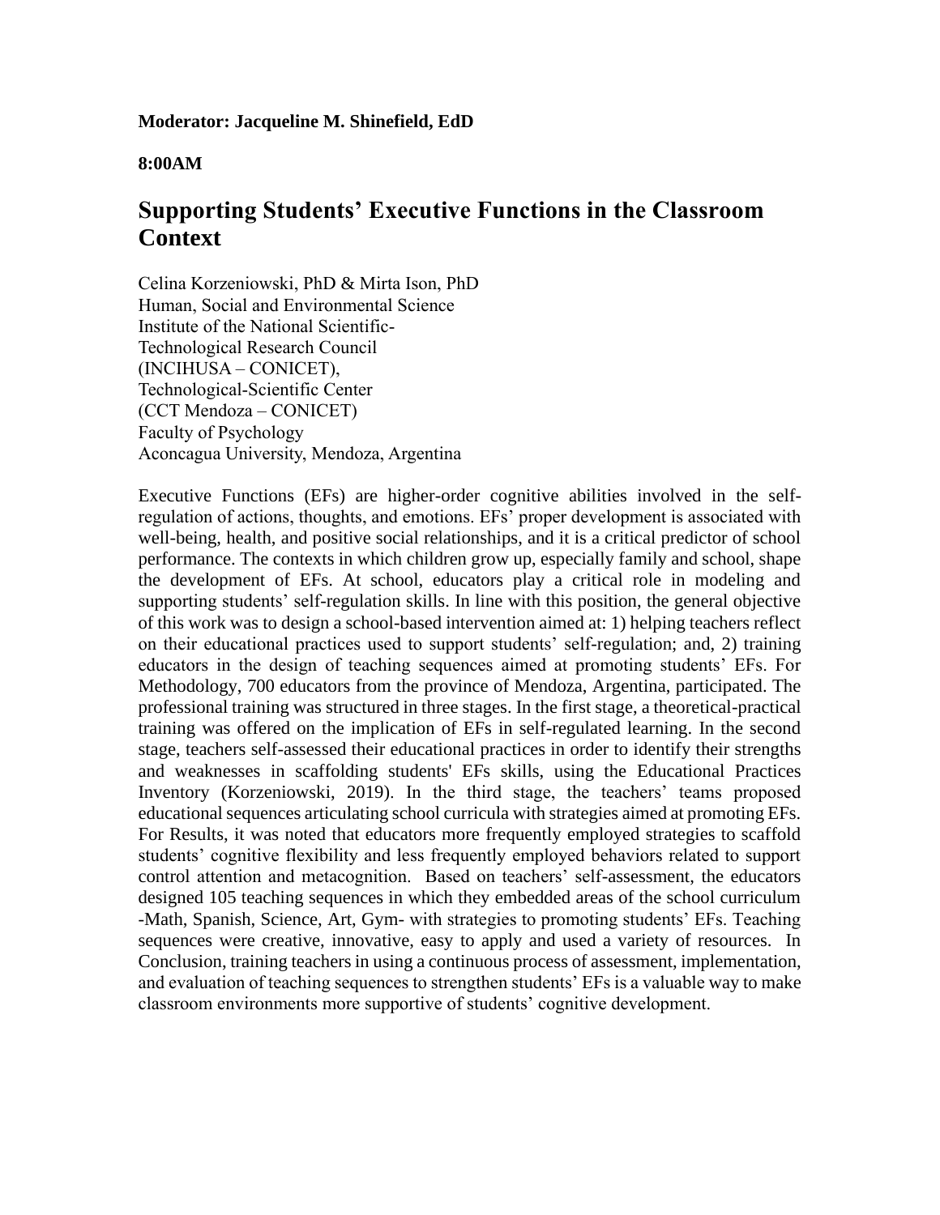**Moderator: Jacqueline M. Shinefield, EdD**

**8:00AM**

## Supporting Students' Executive Functions in the Classroom Context

Celina Korzeniowski, PhD & Mirta Ison, PhD
Human, Social and Environmental Science
Institute of the National Scientific-
Technological Research Council
(INCIHUSA – CONICET),
Technological-Scientific Center
(CCT Mendoza – CONICET)
Faculty of Psychology
Aconcagua University, Mendoza, Argentina

Executive Functions (EFs) are higher-order cognitive abilities involved in the self-regulation of actions, thoughts, and emotions. EFs' proper development is associated with well-being, health, and positive social relationships, and it is a critical predictor of school performance. The contexts in which children grow up, especially family and school, shape the development of EFs. At school, educators play a critical role in modeling and supporting students' self-regulation skills. In line with this position, the general objective of this work was to design a school-based intervention aimed at: 1) helping teachers reflect on their educational practices used to support students' self-regulation; and, 2) training educators in the design of teaching sequences aimed at promoting students' EFs. For Methodology, 700 educators from the province of Mendoza, Argentina, participated. The professional training was structured in three stages. In the first stage, a theoretical-practical training was offered on the implication of EFs in self-regulated learning. In the second stage, teachers self-assessed their educational practices in order to identify their strengths and weaknesses in scaffolding students' EFs skills, using the Educational Practices Inventory (Korzeniowski, 2019). In the third stage, the teachers' teams proposed educational sequences articulating school curricula with strategies aimed at promoting EFs. For Results, it was noted that educators more frequently employed strategies to scaffold students' cognitive flexibility and less frequently employed behaviors related to support control attention and metacognition. Based on teachers' self-assessment, the educators designed 105 teaching sequences in which they embedded areas of the school curriculum -Math, Spanish, Science, Art, Gym- with strategies to promoting students' EFs. Teaching sequences were creative, innovative, easy to apply and used a variety of resources. In Conclusion, training teachers in using a continuous process of assessment, implementation, and evaluation of teaching sequences to strengthen students' EFs is a valuable way to make classroom environments more supportive of students' cognitive development.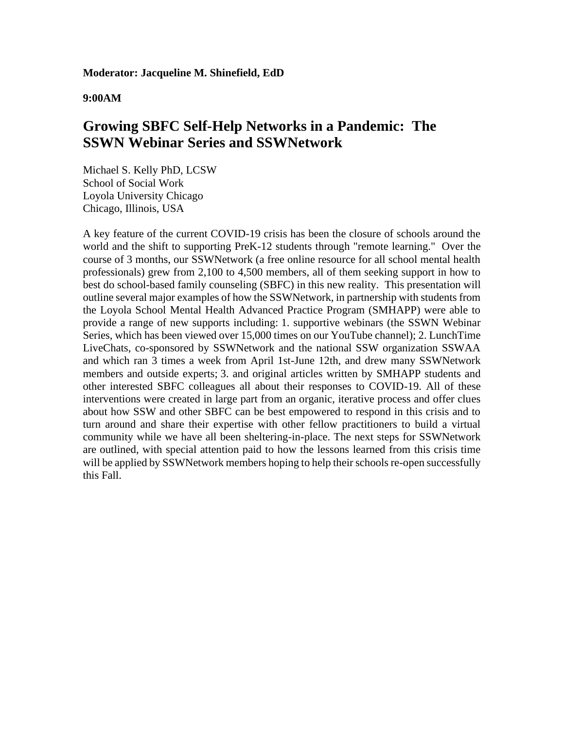**Moderator: Jacqueline M. Shinefield, EdD**

**9:00AM**

## Growing SBFC Self-Help Networks in a Pandemic: The SSWN Webinar Series and SSWNetwork

Michael S. Kelly PhD, LCSW
School of Social Work
Loyola University Chicago
Chicago, Illinois, USA

A key feature of the current COVID-19 crisis has been the closure of schools around the world and the shift to supporting PreK-12 students through "remote learning." Over the course of 3 months, our SSWNetwork (a free online resource for all school mental health professionals) grew from 2,100 to 4,500 members, all of them seeking support in how to best do school-based family counseling (SBFC) in this new reality. This presentation will outline several major examples of how the SSWNetwork, in partnership with students from the Loyola School Mental Health Advanced Practice Program (SMHAPP) were able to provide a range of new supports including: 1. supportive webinars (the SSWN Webinar Series, which has been viewed over 15,000 times on our YouTube channel); 2. LunchTime LiveChats, co-sponsored by SSWNetwork and the national SSW organization SSWAA and which ran 3 times a week from April 1st-June 12th, and drew many SSWNetwork members and outside experts; 3. and original articles written by SMHAPP students and other interested SBFC colleagues all about their responses to COVID-19. All of these interventions were created in large part from an organic, iterative process and offer clues about how SSW and other SBFC can be best empowered to respond in this crisis and to turn around and share their expertise with other fellow practitioners to build a virtual community while we have all been sheltering-in-place. The next steps for SSWNetwork are outlined, with special attention paid to how the lessons learned from this crisis time will be applied by SSWNetwork members hoping to help their schools re-open successfully this Fall.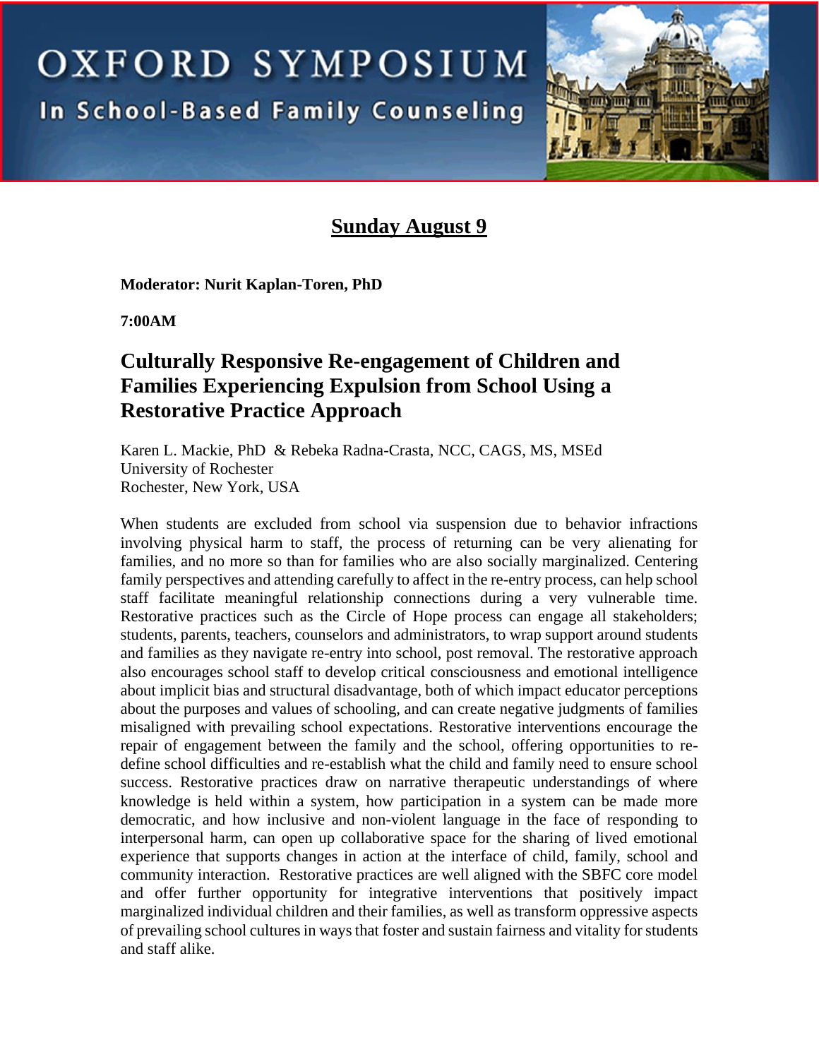# OXFORD SYMPOSIUM

## In School-Based Family Counseling

## Sunday August 9

**Moderator: Nurit Kaplan-Toren, PhD**

**7:00AM**

### Culturally Responsive Re-engagement of Children and Families Experiencing Expulsion from School Using a Restorative Practice Approach

Karen L. Mackie, PhD & Rebeka Radna-Crasta, NCC, CAGS, MS, MSEd
University of Rochester
Rochester, New York, USA

When students are excluded from school via suspension due to behavior infractions involving physical harm to staff, the process of returning can be very alienating for families, and no more so than for families who are also socially marginalized. Centering family perspectives and attending carefully to affect in the re-entry process, can help school staff facilitate meaningful relationship connections during a very vulnerable time. Restorative practices such as the Circle of Hope process can engage all stakeholders; students, parents, teachers, counselors and administrators, to wrap support around students and families as they navigate re-entry into school, post removal. The restorative approach also encourages school staff to develop critical consciousness and emotional intelligence about implicit bias and structural disadvantage, both of which impact educator perceptions about the purposes and values of schooling, and can create negative judgments of families misaligned with prevailing school expectations. Restorative interventions encourage the repair of engagement between the family and the school, offering opportunities to re-define school difficulties and re-establish what the child and family need to ensure school success. Restorative practices draw on narrative therapeutic understandings of where knowledge is held within a system, how participation in a system can be made more democratic, and how inclusive and non-violent language in the face of responding to interpersonal harm, can open up collaborative space for the sharing of lived emotional experience that supports changes in action at the interface of child, family, school and community interaction. Restorative practices are well aligned with the SBFC core model and offer further opportunity for integrative interventions that positively impact marginalized individual children and their families, as well as transform oppressive aspects of prevailing school cultures in ways that foster and sustain fairness and vitality for students and staff alike.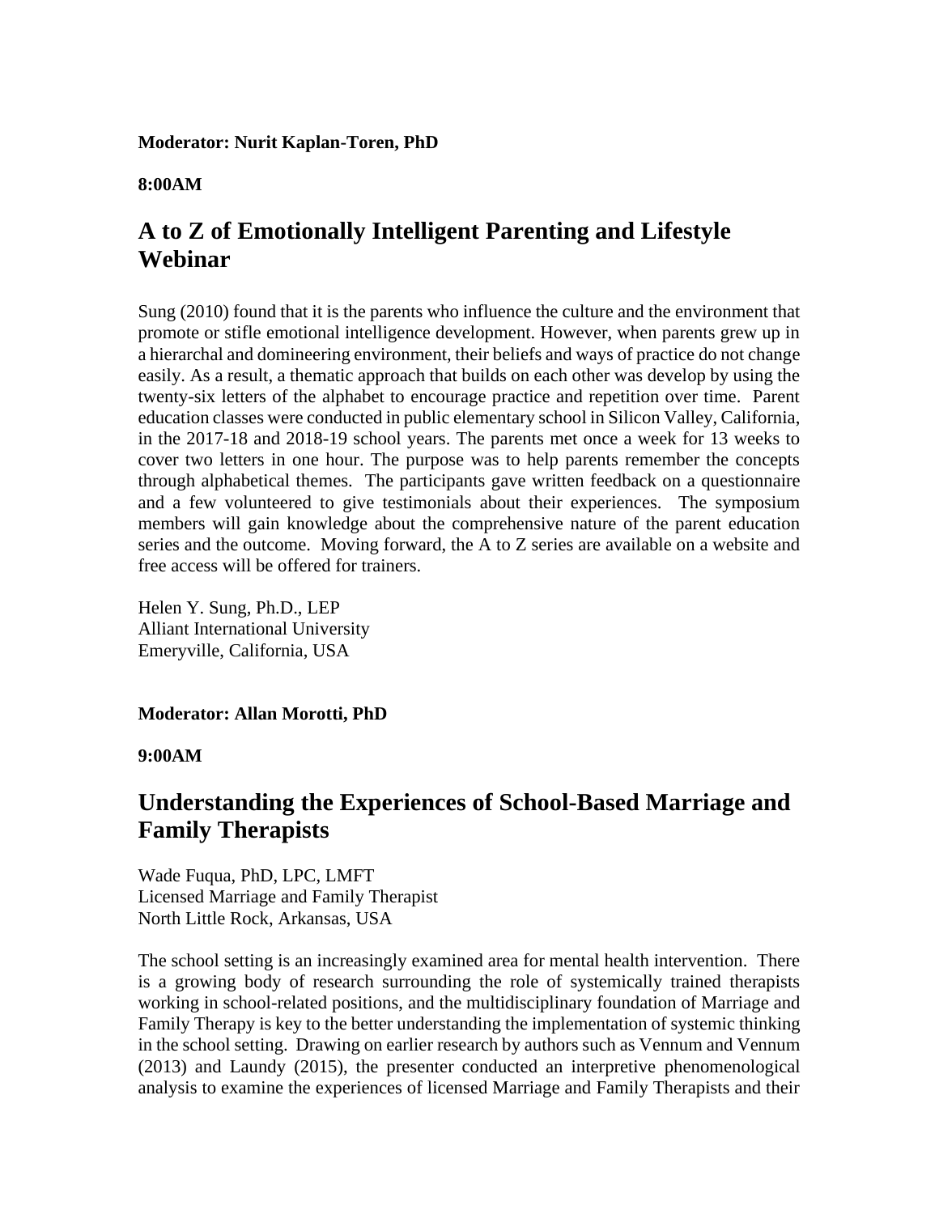**Moderator: Nurit Kaplan-Toren, PhD**

**8:00AM**

## A to Z of Emotionally Intelligent Parenting and Lifestyle Webinar

Sung (2010) found that it is the parents who influence the culture and the environment that promote or stifle emotional intelligence development. However, when parents grew up in a hierarchal and domineering environment, their beliefs and ways of practice do not change easily. As a result, a thematic approach that builds on each other was develop by using the twenty-six letters of the alphabet to encourage practice and repetition over time. Parent education classes were conducted in public elementary school in Silicon Valley, California, in the 2017-18 and 2018-19 school years. The parents met once a week for 13 weeks to cover two letters in one hour. The purpose was to help parents remember the concepts through alphabetical themes. The participants gave written feedback on a questionnaire and a few volunteered to give testimonials about their experiences. The symposium members will gain knowledge about the comprehensive nature of the parent education series and the outcome. Moving forward, the A to Z series are available on a website and free access will be offered for trainers.

Helen Y. Sung, Ph.D., LEP
Alliant International University
Emeryville, California, USA

**Moderator: Allan Morotti, PhD**

**9:00AM**

## Understanding the Experiences of School-Based Marriage and Family Therapists

Wade Fuqua, PhD, LPC, LMFT
Licensed Marriage and Family Therapist
North Little Rock, Arkansas, USA

The school setting is an increasingly examined area for mental health intervention. There is a growing body of research surrounding the role of systemically trained therapists working in school-related positions, and the multidisciplinary foundation of Marriage and Family Therapy is key to the better understanding the implementation of systemic thinking in the school setting. Drawing on earlier research by authors such as Vennum and Vennum (2013) and Laundy (2015), the presenter conducted an interpretive phenomenological analysis to examine the experiences of licensed Marriage and Family Therapists and their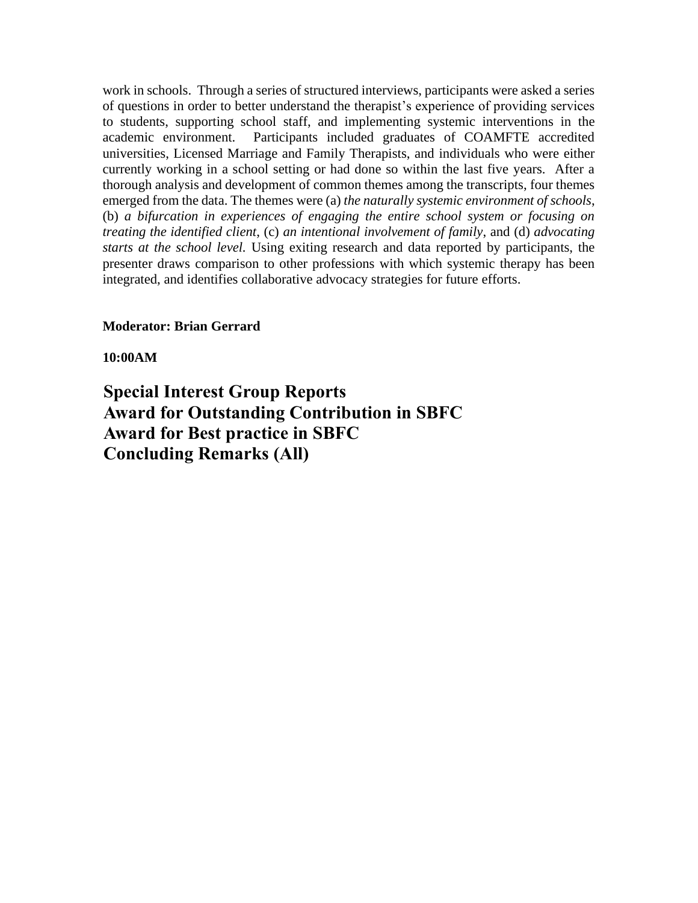work in schools. Through a series of structured interviews, participants were asked a series of questions in order to better understand the therapist's experience of providing services to students, supporting school staff, and implementing systemic interventions in the academic environment. Participants included graduates of COAMFTE accredited universities, Licensed Marriage and Family Therapists, and individuals who were either currently working in a school setting or had done so within the last five years. After a thorough analysis and development of common themes among the transcripts, four themes emerged from the data. The themes were (a) *the naturally systemic environment of schools*, (b) *a bifurcation in experiences of engaging the entire school system or focusing on treating the identified client*, (c) *an intentional involvement of family*, and (d) *advocating starts at the school level.* Using exiting research and data reported by participants, the presenter draws comparison to other professions with which systemic therapy has been integrated, and identifies collaborative advocacy strategies for future efforts.

**Moderator: Brian Gerrard**

**10:00AM**

## Special Interest Group Reports
## Award for Outstanding Contribution in SBFC
## Award for Best practice in SBFC
## Concluding Remarks (All)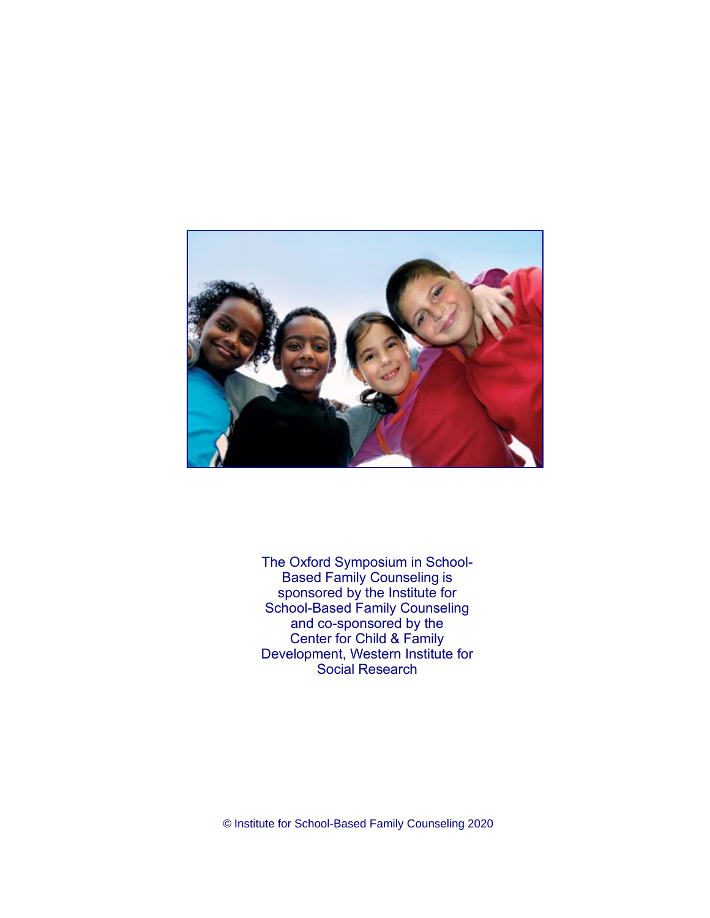The Oxford Symposium in School-Based Family Counseling is sponsored by the Institute for School-Based Family Counseling and co-sponsored by the Center for Child & Family Development, Western Institute for Social Research

© Institute for School-Based Family Counseling 2020